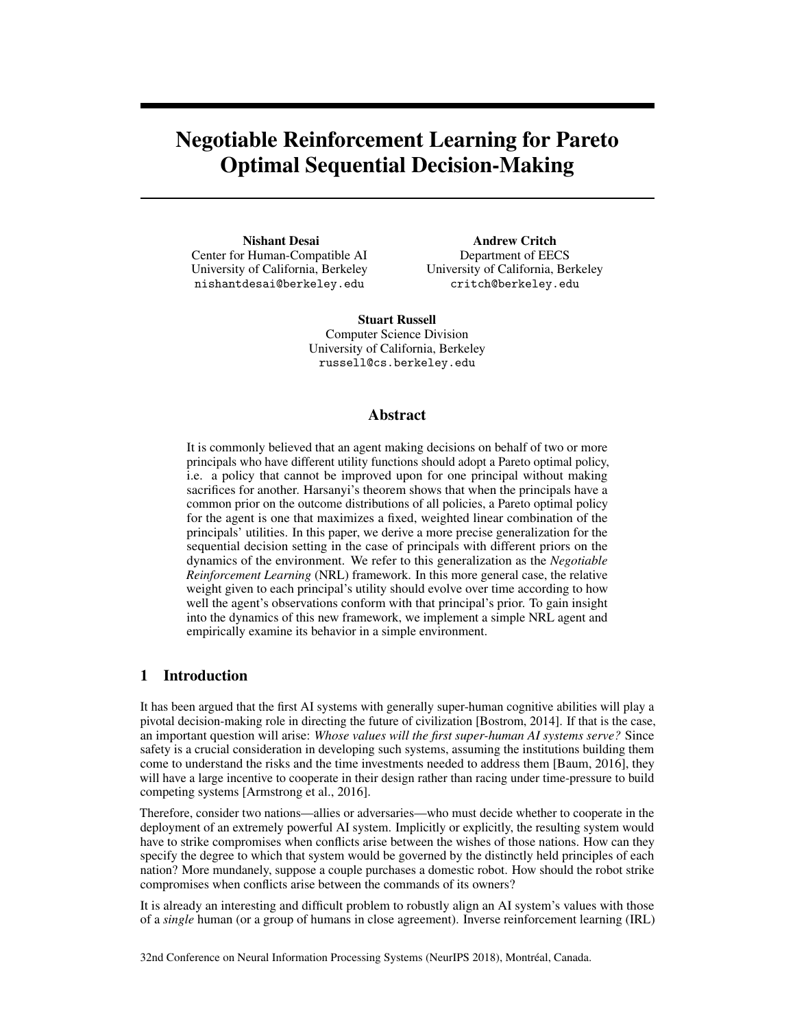# Negotiable Reinforcement Learning for Pareto Optimal Sequential Decision-Making

**Nishant Desai**
Center for Human-Compatible AI
University of California, Berkeley
nishantdesai@berkeley.edu

**Andrew Critch**
Department of EECS
University of California, Berkeley
critch@berkeley.edu

**Stuart Russell**
Computer Science Division
University of California, Berkeley
russell@cs.berkeley.edu

## Abstract

It is commonly believed that an agent making decisions on behalf of two or more principals who have different utility functions should adopt a Pareto optimal policy, i.e. a policy that cannot be improved upon for one principal without making sacrifices for another. Harsanyi's theorem shows that when the principals have a common prior on the outcome distributions of all policies, a Pareto optimal policy for the agent is one that maximizes a fixed, weighted linear combination of the principals' utilities. In this paper, we derive a more precise generalization for the sequential decision setting in the case of principals with different priors on the dynamics of the environment. We refer to this generalization as the *Negotiable Reinforcement Learning* (NRL) framework. In this more general case, the relative weight given to each principal's utility should evolve over time according to how well the agent's observations conform with that principal's prior. To gain insight into the dynamics of this new framework, we implement a simple NRL agent and empirically examine its behavior in a simple environment.

## 1 Introduction

It has been argued that the first AI systems with generally super-human cognitive abilities will play a pivotal decision-making role in directing the future of civilization [Bostrom, 2014]. If that is the case, an important question will arise: *Whose values will the first super-human AI systems serve?* Since safety is a crucial consideration in developing such systems, assuming the institutions building them come to understand the risks and the time investments needed to address them [Baum, 2016], they will have a large incentive to cooperate in their design rather than racing under time-pressure to build competing systems [Armstrong et al., 2016].

Therefore, consider two nations—allies or adversaries—who must decide whether to cooperate in the deployment of an extremely powerful AI system. Implicitly or explicitly, the resulting system would have to strike compromises when conflicts arise between the wishes of those nations. How can they specify the degree to which that system would be governed by the distinctly held principles of each nation? More mundanely, suppose a couple purchases a domestic robot. How should the robot strike compromises when conflicts arise between the commands of its owners?

It is already an interesting and difficult problem to robustly align an AI system's values with those of a *single* human (or a group of humans in close agreement). Inverse reinforcement learning (IRL)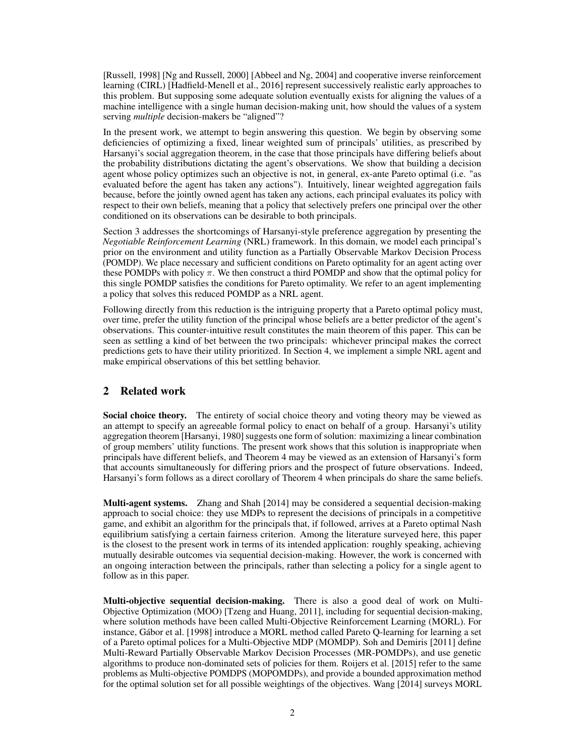[Russell, 1998] [Ng and Russell, 2000] [Abbeel and Ng, 2004] and cooperative inverse reinforcement learning (CIRL) [Hadfield-Menell et al., 2016] represent successively realistic early approaches to this problem. But supposing some adequate solution eventually exists for aligning the values of a machine intelligence with a single human decision-making unit, how should the values of a system serving *multiple* decision-makers be "aligned"?

In the present work, we attempt to begin answering this question. We begin by observing some deficiencies of optimizing a fixed, linear weighted sum of principals' utilities, as prescribed by Harsanyi's social aggregation theorem, in the case that those principals have differing beliefs about the probability distributions dictating the agent's observations. We show that building a decision agent whose policy optimizes such an objective is not, in general, ex-ante Pareto optimal (i.e. "as evaluated before the agent has taken any actions"). Intuitively, linear weighted aggregation fails because, before the jointly owned agent has taken any actions, each principal evaluates its policy with respect to their own beliefs, meaning that a policy that selectively prefers one principal over the other conditioned on its observations can be desirable to both principals.

Section 3 addresses the shortcomings of Harsanyi-style preference aggregation by presenting the *Negotiable Reinforcement Learning* (NRL) framework. In this domain, we model each principal's prior on the environment and utility function as a Partially Observable Markov Decision Process (POMDP). We place necessary and sufficient conditions on Pareto optimality for an agent acting over these POMDPs with policy $\pi$. We then construct a third POMDP and show that the optimal policy for this single POMDP satisfies the conditions for Pareto optimality. We refer to an agent implementing a policy that solves this reduced POMDP as a NRL agent.

Following directly from this reduction is the intriguing property that a Pareto optimal policy must, over time, prefer the utility function of the principal whose beliefs are a better predictor of the agent's observations. This counter-intuitive result constitutes the main theorem of this paper. This can be seen as settling a kind of bet between the two principals: whichever principal makes the correct predictions gets to have their utility prioritized. In Section 4, we implement a simple NRL agent and make empirical observations of this bet settling behavior.

## 2 Related work

**Social choice theory.** The entirety of social choice theory and voting theory may be viewed as an attempt to specify an agreeable formal policy to enact on behalf of a group. Harsanyi's utility aggregation theorem [Harsanyi, 1980] suggests one form of solution: maximizing a linear combination of group members' utility functions. The present work shows that this solution is inappropriate when principals have different beliefs, and Theorem 4 may be viewed as an extension of Harsanyi's form that accounts simultaneously for differing priors and the prospect of future observations. Indeed, Harsanyi's form follows as a direct corollary of Theorem 4 when principals do share the same beliefs.

**Multi-agent systems.** Zhang and Shah [2014] may be considered a sequential decision-making approach to social choice: they use MDPs to represent the decisions of principals in a competitive game, and exhibit an algorithm for the principals that, if followed, arrives at a Pareto optimal Nash equilibrium satisfying a certain fairness criterion. Among the literature surveyed here, this paper is the closest to the present work in terms of its intended application: roughly speaking, achieving mutually desirable outcomes via sequential decision-making. However, the work is concerned with an ongoing interaction between the principals, rather than selecting a policy for a single agent to follow as in this paper.

**Multi-objective sequential decision-making.** There is also a good deal of work on Multi-Objective Optimization (MOO) [Tzeng and Huang, 2011], including for sequential decision-making, where solution methods have been called Multi-Objective Reinforcement Learning (MORL). For instance, Gábor et al. [1998] introduce a MORL method called Pareto Q-learning for learning a set of a Pareto optimal polices for a Multi-Objective MDP (MOMDP). Soh and Demiris [2011] define Multi-Reward Partially Observable Markov Decision Processes (MR-POMDPs), and use genetic algorithms to produce non-dominated sets of policies for them. Roijers et al. [2015] refer to the same problems as Multi-objective POMDPS (MOPOMDPs), and provide a bounded approximation method for the optimal solution set for all possible weightings of the objectives. Wang [2014] surveys MORL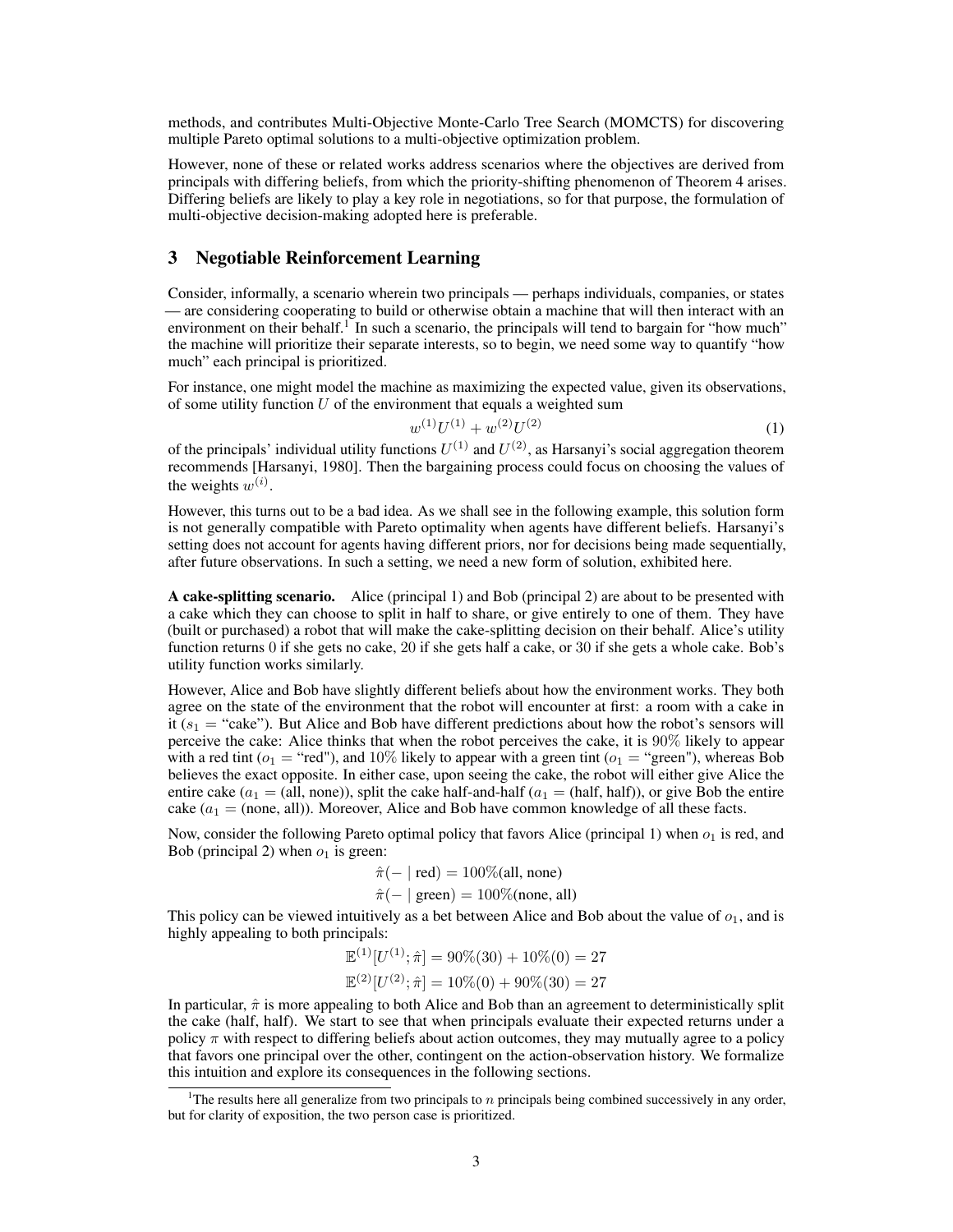methods, and contributes Multi-Objective Monte-Carlo Tree Search (MOMCTS) for discovering multiple Pareto optimal solutions to a multi-objective optimization problem.

However, none of these or related works address scenarios where the objectives are derived from principals with differing beliefs, from which the priority-shifting phenomenon of Theorem 4 arises. Differing beliefs are likely to play a key role in negotiations, so for that purpose, the formulation of multi-objective decision-making adopted here is preferable.

## 3 Negotiable Reinforcement Learning

Consider, informally, a scenario wherein two principals — perhaps individuals, companies, or states — are considering cooperating to build or otherwise obtain a machine that will then interact with an environment on their behalf.[1] In such a scenario, the principals will tend to bargain for "how much" the machine will prioritize their separate interests, so to begin, we need some way to quantify "how much" each principal is prioritized.

For instance, one might model the machine as maximizing the expected value, given its observations, of some utility function $U$ of the environment that equals a weighted sum

$$w^{(1)}U^{(1)} + w^{(2)}U^{(2)} \tag{1}$$

of the principals' individual utility functions $U^{(1)}$ and $U^{(2)}$, as Harsanyi's social aggregation theorem recommends [Harsanyi, 1980]. Then the bargaining process could focus on choosing the values of the weights $w^{(i)}$.

However, this turns out to be a bad idea. As we shall see in the following example, this solution form is not generally compatible with Pareto optimality when agents have different beliefs. Harsanyi's setting does not account for agents having different priors, nor for decisions being made sequentially, after future observations. In such a setting, we need a new form of solution, exhibited here.

**A cake-splitting scenario.** Alice (principal 1) and Bob (principal 2) are about to be presented with a cake which they can choose to split in half to share, or give entirely to one of them. They have (built or purchased) a robot that will make the cake-splitting decision on their behalf. Alice's utility function returns 0 if she gets no cake, 20 if she gets half a cake, or 30 if she gets a whole cake. Bob's utility function works similarly.

However, Alice and Bob have slightly different beliefs about how the environment works. They both agree on the state of the environment that the robot will encounter at first: a room with a cake in it ($s_1$ = "cake"). But Alice and Bob have different predictions about how the robot's sensors will perceive the cake: Alice thinks that when the robot perceives the cake, it is $90\%$ likely to appear with a red tint ($o_1$ = "red"), and $10\%$ likely to appear with a green tint ($o_1$ = "green"), whereas Bob believes the exact opposite. In either case, upon seeing the cake, the robot will either give Alice the entire cake ($a_1$ = (all, none)), split the cake half-and-half ($a_1$ = (half, half)), or give Bob the entire cake ($a_1$ = (none, all)). Moreover, Alice and Bob have common knowledge of all these facts.

Now, consider the following Pareto optimal policy that favors Alice (principal 1) when $o_1$ is red, and Bob (principal 2) when $o_1$ is green:

$$\hat{\pi}(- \mid \text{red}) = 100\%(\text{all, none})$$
$$\hat{\pi}(- \mid \text{green}) = 100\%(\text{none, all})$$

This policy can be viewed intuitively as a bet between Alice and Bob about the value of $o_1$, and is highly appealing to both principals:

$$\mathbb{E}^{(1)}[U^{(1)}; \hat{\pi}] = 90\%(30) + 10\%(0) = 27$$
$$\mathbb{E}^{(2)}[U^{(2)}; \hat{\pi}] = 10\%(0) + 90\%(30) = 27$$

In particular, $\hat{\pi}$ is more appealing to both Alice and Bob than an agreement to deterministically split the cake (half, half). We start to see that when principals evaluate their expected returns under a policy $\pi$ with respect to differing beliefs about action outcomes, they may mutually agree to a policy that favors one principal over the other, contingent on the action-observation history. We formalize this intuition and explore its consequences in the following sections.

[1] The results here all generalize from two principals to $n$ principals being combined successively in any order, but for clarity of exposition, the two person case is prioritized.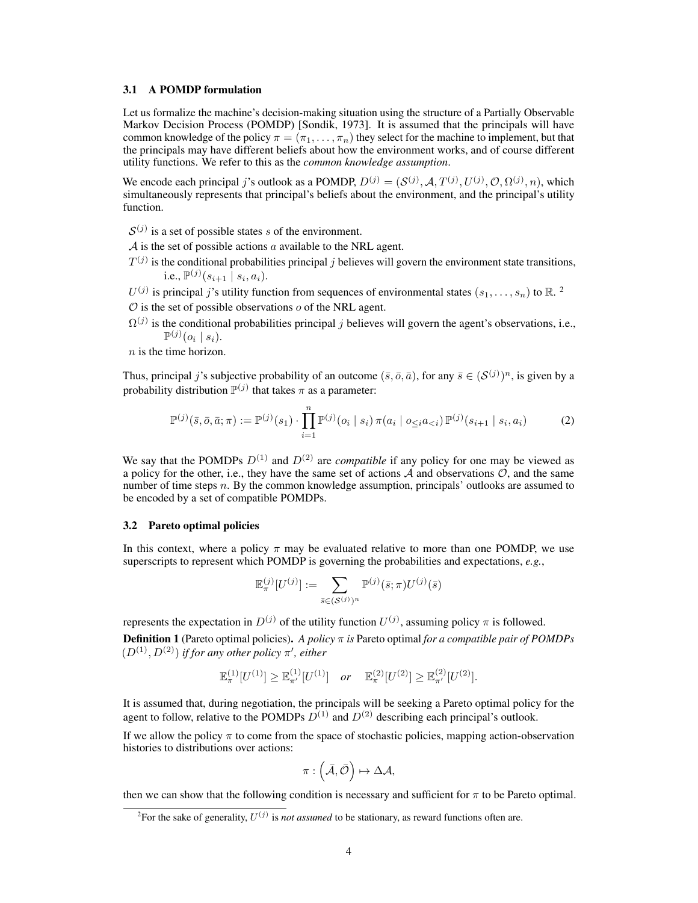### 3.1 A POMDP formulation

Let us formalize the machine's decision-making situation using the structure of a Partially Observable Markov Decision Process (POMDP) [Sondik, 1973]. It is assumed that the principals will have common knowledge of the policy $\pi = (\pi_1, \ldots, \pi_n)$ they select for the machine to implement, but that the principals may have different beliefs about how the environment works, and of course different utility functions. We refer to this as the *common knowledge assumption*.

We encode each principal $j$'s outlook as a POMDP, $D^{(j)} = (\mathcal{S}^{(j)}, \mathcal{A}, T^{(j)}, U^{(j)}, \mathcal{O}, \Omega^{(j)}, n)$, which simultaneously represents that principal's beliefs about the environment, and the principal's utility function.

- $\mathcal{S}^{(j)}$ is a set of possible states $s$ of the environment.
- $\mathcal{A}$ is the set of possible actions $a$ available to the NRL agent.
- $T^{(j)}$ is the conditional probabilities principal $j$ believes will govern the environment state transitions, i.e., $\mathbb{P}^{(j)}(s_{i+1} \mid s_i, a_i)$.
- $U^{(j)}$ is principal $j$'s utility function from sequences of environmental states $(s_1, \ldots, s_n)$ to $\mathbb{R}$. [2]
- $\mathcal{O}$ is the set of possible observations $o$ of the NRL agent.
- $\Omega^{(j)}$ is the conditional probabilities principal $j$ believes will govern the agent's observations, i.e., $\mathbb{P}^{(j)}(o_i \mid s_i)$.
- $n$ is the time horizon.

Thus, principal $j$'s subjective probability of an outcome $(\bar{s}, \bar{o}, \bar{a})$, for any $\bar{s} \in (\mathcal{S}^{(j)})^n$, is given by a probability distribution $\mathbb{P}^{(j)}$ that takes $\pi$ as a parameter:

$$\mathbb{P}^{(j)}(\bar{s}, \bar{o}, \bar{a}; \pi) := \mathbb{P}^{(j)}(s_1) \cdot \prod_{i=1}^{n} \mathbb{P}^{(j)}(o_i \mid s_i)\, \pi(a_i \mid o_{\leq i} a_{<i})\, \mathbb{P}^{(j)}(s_{i+1} \mid s_i, a_i) \tag{2}$$

We say that the POMDPs $D^{(1)}$ and $D^{(2)}$ are *compatible* if any policy for one may be viewed as a policy for the other, i.e., they have the same set of actions $\mathcal{A}$ and observations $\mathcal{O}$, and the same number of time steps $n$. By the common knowledge assumption, principals' outlooks are assumed to be encoded by a set of compatible POMDPs.

### 3.2 Pareto optimal policies

In this context, where a policy $\pi$ may be evaluated relative to more than one POMDP, we use superscripts to represent which POMDP is governing the probabilities and expectations, *e.g.*,

$$\mathbb{E}^{(j)}_{\pi}[U^{(j)}] := \sum_{\bar{s} \in (\mathcal{S}^{(j)})^n} \mathbb{P}^{(j)}(\bar{s}; \pi) U^{(j)}(\bar{s})$$

represents the expectation in $D^{(j)}$ of the utility function $U^{(j)}$, assuming policy $\pi$ is followed.

**Definition 1** (Pareto optimal policies)**.** *A policy $\pi$ is* Pareto optimal *for a compatible pair of POMDPs $(D^{(1)}, D^{(2)})$ if for any other policy $\pi'$, either*

$$\mathbb{E}^{(1)}_{\pi}[U^{(1)}] \geq \mathbb{E}^{(1)}_{\pi'}[U^{(1)}] \quad \textit{or} \quad \mathbb{E}^{(2)}_{\pi}[U^{(2)}] \geq \mathbb{E}^{(2)}_{\pi'}[U^{(2)}].$$

It is assumed that, during negotiation, the principals will be seeking a Pareto optimal policy for the agent to follow, relative to the POMDPs $D^{(1)}$ and $D^{(2)}$ describing each principal's outlook.

If we allow the policy $\pi$ to come from the space of stochastic policies, mapping action-observation histories to distributions over actions:

$$\pi : \left(\bar{\mathcal{A}}, \bar{\mathcal{O}}\right) \mapsto \Delta\mathcal{A},$$

then we can show that the following condition is necessary and sufficient for $\pi$ to be Pareto optimal.

[2] For the sake of generality, $U^{(j)}$ is *not assumed* to be stationary, as reward functions often are.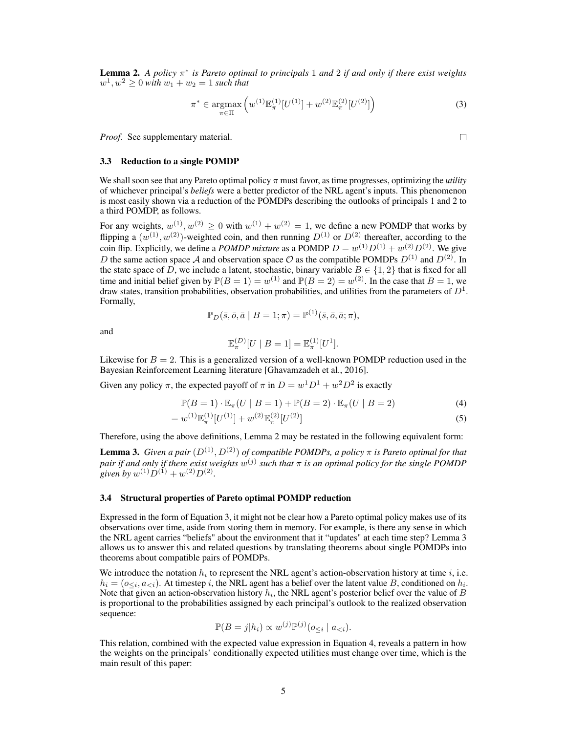**Lemma 2.** *A policy $\pi^*$ is Pareto optimal to principals 1 and 2 if and only if there exist weights $w^1, w^2 \geq 0$ with $w_1 + w_2 = 1$ such that*

$$\pi^* \in \underset{\pi \in \Pi}{\operatorname{argmax}} \left( w^{(1)} \mathbb{E}_\pi^{(1)}[U^{(1)}] + w^{(2)} \mathbb{E}_\pi^{(2)}[U^{(2)}] \right) \tag{3}$$

*Proof.* See supplementary material. ∎

### 3.3 Reduction to a single POMDP

We shall soon see that any Pareto optimal policy $\pi$ must favor, as time progresses, optimizing the *utility* of whichever principal's *beliefs* were a better predictor of the NRL agent's inputs. This phenomenon is most easily shown via a reduction of the POMDPs describing the outlooks of principals 1 and 2 to a third POMDP, as follows.

For any weights, $w^{(1)}, w^{(2)} \geq 0$ with $w^{(1)} + w^{(2)} = 1$, we define a new POMDP that works by flipping a $(w^{(1)}, w^{(2)})$-weighted coin, and then running $D^{(1)}$ or $D^{(2)}$ thereafter, according to the coin flip. Explicitly, we define a *POMDP mixture* as a POMDP $D = w^{(1)} D^{(1)} + w^{(2)} D^{(2)}$. We give $D$ the same action space $\mathcal{A}$ and observation space $\mathcal{O}$ as the compatible POMDPs $D^{(1)}$ and $D^{(2)}$. In the state space of $D$, we include a latent, stochastic, binary variable $B \in \{1, 2\}$ that is fixed for all time and initial belief given by $\mathbb{P}(B = 1) = w^{(1)}$ and $\mathbb{P}(B = 2) = w^{(2)}$. In the case that $B = 1$, we draw states, transition probabilities, observation probabilities, and utilities from the parameters of $D^1$. Formally,

$$\mathbb{P}_D(\bar{s}, \bar{o}, \bar{a} \mid B = 1; \pi) = \mathbb{P}^{(1)}(\bar{s}, \bar{o}, \bar{a}; \pi),$$

and

$$\mathbb{E}_\pi^{(D)}[U \mid B = 1] = \mathbb{E}_\pi^{(1)}[U^1].$$

Likewise for $B = 2$. This is a generalized version of a well-known POMDP reduction used in the Bayesian Reinforcement Learning literature [Ghavamzadeh et al., 2016].

Given any policy $\pi$, the expected payoff of $\pi$ in $D = w^1 D^1 + w^2 D^2$ is exactly

$$\mathbb{P}(B = 1) \cdot \mathbb{E}_\pi(U \mid B = 1) + \mathbb{P}(B = 2) \cdot \mathbb{E}_\pi(U \mid B = 2) \tag{4}$$

$$= w^{(1)} \mathbb{E}_\pi^{(1)}[U^{(1)}] + w^{(2)} \mathbb{E}_\pi^{(2)}[U^{(2)}] \tag{5}$$

Therefore, using the above definitions, Lemma 2 may be restated in the following equivalent form:

**Lemma 3.** *Given a pair $(D^{(1)}, D^{(2)})$ of compatible POMDPs, a policy $\pi$ is Pareto optimal for that pair if and only if there exist weights $w^{(j)}$ such that $\pi$ is an optimal policy for the single POMDP given by $w^{(1)} D^{(1)} + w^{(2)} D^{(2)}$.*

### 3.4 Structural properties of Pareto optimal POMDP reduction

Expressed in the form of Equation 3, it might not be clear how a Pareto optimal policy makes use of its observations over time, aside from storing them in memory. For example, is there any sense in which the NRL agent carries "beliefs" about the environment that it "updates" at each time step? Lemma 3 allows us to answer this and related questions by translating theorems about single POMDPs into theorems about compatible pairs of POMDPs.

We introduce the notation $h_i$ to represent the NRL agent's action-observation history at time $i$, i.e. $h_i = (o_{\leq i}, a_{<i})$. At timestep $i$, the NRL agent has a belief over the latent value $B$, conditioned on $h_i$. Note that given an action-observation history $h_i$, the NRL agent's posterior belief over the value of $B$ is proportional to the probabilities assigned by each principal's outlook to the realized observation sequence:

$$\mathbb{P}(B = j | h_i) \propto w^{(j)} \mathbb{P}^{(j)}(o_{\leq i} \mid a_{<i}).$$

This relation, combined with the expected value expression in Equation 4, reveals a pattern in how the weights on the principals' conditionally expected utilities must change over time, which is the main result of this paper: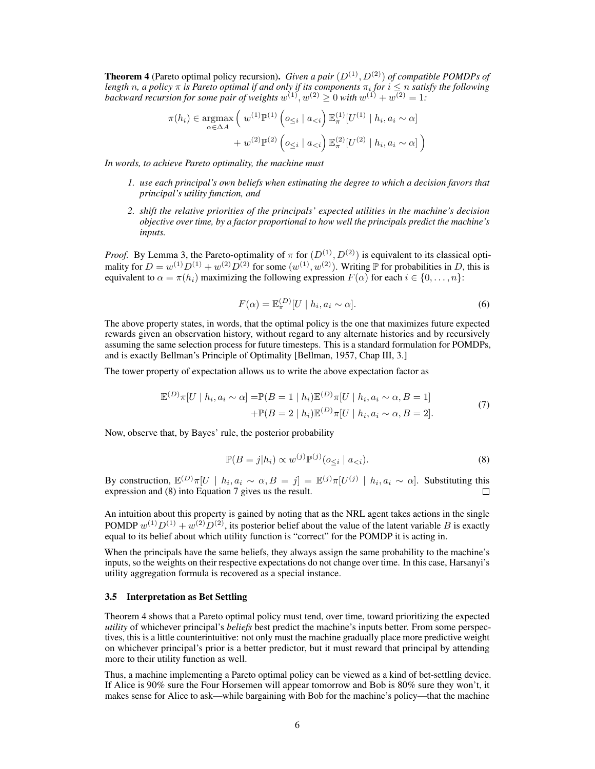**Theorem 4** (Pareto optimal policy recursion)**.** *Given a pair $(D^{(1)}, D^{(2)})$ of compatible POMDPs of length $n$, a policy $\pi$ is Pareto optimal if and only if its components $\pi_i$ for $i \leq n$ satisfy the following backward recursion for some pair of weights $w^{(1)}, w^{(2)} \geq 0$ with $w^{(1)} + w^{(2)} = 1$:*

$$
\begin{aligned}
\pi(h_i) \in \operatorname*{argmax}_{\alpha \in \Delta A} \Big( & \; w^{(1)}\mathbb{P}^{(1)}\left(o_{\leq i} \mid a_{<i}\right) \mathbb{E}_{\pi}^{(1)}[U^{(1)} \mid h_i, a_i \sim \alpha] \\
& + w^{(2)}\mathbb{P}^{(2)}\left(o_{\leq i} \mid a_{<i}\right) \mathbb{E}_{\pi}^{(2)}[U^{(2)} \mid h_i, a_i \sim \alpha] \Big)
\end{aligned}
$$

*In words, to achieve Pareto optimality, the machine must*

1. *use each principal's own beliefs when estimating the degree to which a decision favors that principal's utility function, and*
2. *shift the relative priorities of the principals' expected utilities in the machine's decision objective over time, by a factor proportional to how well the principals predict the machine's inputs.*

*Proof.* By Lemma 3, the Pareto-optimality of $\pi$ for $(D^{(1)}, D^{(2)})$ is equivalent to its classical optimality for $D = w^{(1)}D^{(1)} + w^{(2)}D^{(2)}$ for some $(w^{(1)}, w^{(2)})$. Writing $\mathbb{P}$ for probabilities in $D$, this is equivalent to $\alpha = \pi(h_i)$ maximizing the following expression $F(\alpha)$ for each $i \in \{0, \ldots, n\}$:

$$
F(\alpha) = \mathbb{E}_{\pi}^{(D)}[U \mid h_i, a_i \sim \alpha]. \tag{6}
$$

The above property states, in words, that the optimal policy is the one that maximizes future expected rewards given an observation history, without regard to any alternate histories and by recursively assuming the same selection process for future timesteps. This is a standard formulation for POMDPs, and is exactly Bellman's Principle of Optimality [Bellman, 1957, Chap III, 3.]

The tower property of expectation allows us to write the above expectation factor as

$$
\begin{aligned}
\mathbb{E}^{(D)}\pi[U \mid h_i, a_i \sim \alpha] =& \mathbb{P}(B = 1 \mid h_i)\mathbb{E}^{(D)}\pi[U \mid h_i, a_i \sim \alpha, B = 1] \\
&+ \mathbb{P}(B = 2 \mid h_i)\mathbb{E}^{(D)}\pi[U \mid h_i, a_i \sim \alpha, B = 2].
\end{aligned} \tag{7}
$$

Now, observe that, by Bayes' rule, the posterior probability

$$
\mathbb{P}(B = j | h_i) \propto w^{(j)}\mathbb{P}^{(j)}(o_{\leq i} \mid a_{<i}). \tag{8}
$$

By construction, $\mathbb{E}^{(D)}\pi[U \mid h_i, a_i \sim \alpha, B = j] = \mathbb{E}^{(j)}\pi[U^{(j)} \mid h_i, a_i \sim \alpha]$. Substituting this expression and (8) into Equation 7 gives us the result. $\square$

An intuition about this property is gained by noting that as the NRL agent takes actions in the single POMDP $w^{(1)}D^{(1)} + w^{(2)}D^{(2)}$, its posterior belief about the value of the latent variable $B$ is exactly equal to its belief about which utility function is "correct" for the POMDP it is acting in.

When the principals have the same beliefs, they always assign the same probability to the machine's inputs, so the weights on their respective expectations do not change over time. In this case, Harsanyi's utility aggregation formula is recovered as a special instance.

### 3.5 Interpretation as Bet Settling

Theorem 4 shows that a Pareto optimal policy must tend, over time, toward prioritizing the expected *utility* of whichever principal's *beliefs* best predict the machine's inputs better. From some perspectives, this is a little counterintuitive: not only must the machine gradually place more predictive weight on whichever principal's prior is a better predictor, but it must reward that principal by attending more to their utility function as well.

Thus, a machine implementing a Pareto optimal policy can be viewed as a kind of bet-settling device. If Alice is 90% sure the Four Horsemen will appear tomorrow and Bob is 80% sure they won't, it makes sense for Alice to ask—while bargaining with Bob for the machine's policy—that the machine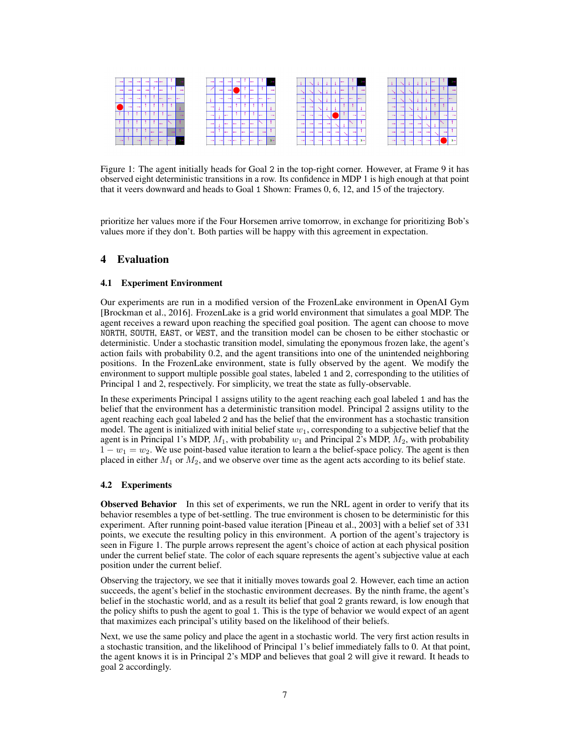Figure 1: The agent initially heads for Goal 2 in the top-right corner. However, at Frame 9 it has observed eight deterministic transitions in a row. Its confidence in MDP 1 is high enough at that point that it veers downward and heads to Goal 1 Shown: Frames 0, 6, 12, and 15 of the trajectory.

prioritize her values more if the Four Horsemen arrive tomorrow, in exchange for prioritizing Bob's values more if they don't. Both parties will be happy with this agreement in expectation.

# 4 Evaluation

## 4.1 Experiment Environment

Our experiments are run in a modified version of the FrozenLake environment in OpenAI Gym [Brockman et al., 2016]. FrozenLake is a grid world environment that simulates a goal MDP. The agent receives a reward upon reaching the specified goal position. The agent can choose to move NORTH, SOUTH, EAST, or WEST, and the transition model can be chosen to be either stochastic or deterministic. Under a stochastic transition model, simulating the eponymous frozen lake, the agent's action fails with probability 0.2, and the agent transitions into one of the unintended neighboring positions. In the FrozenLake environment, state is fully observed by the agent. We modify the environment to support multiple possible goal states, labeled 1 and 2, corresponding to the utilities of Principal 1 and 2, respectively. For simplicity, we treat the state as fully-observable.

In these experiments Principal 1 assigns utility to the agent reaching each goal labeled 1 and has the belief that the environment has a deterministic transition model. Principal 2 assigns utility to the agent reaching each goal labeled 2 and has the belief that the environment has a stochastic transition model. The agent is initialized with initial belief state $w_1$, corresponding to a subjective belief that the agent is in Principal 1's MDP, $M_1$, with probability $w_1$ and Principal 2's MDP, $M_2$, with probability $1 - w_1 = w_2$. We use point-based value iteration to learn a the belief-space policy. The agent is then placed in either $M_1$ or $M_2$, and we observe over time as the agent acts according to its belief state.

## 4.2 Experiments

**Observed Behavior** In this set of experiments, we run the NRL agent in order to verify that its behavior resembles a type of bet-settling. The true environment is chosen to be deterministic for this experiment. After running point-based value iteration [Pineau et al., 2003] with a belief set of 331 points, we execute the resulting policy in this environment. A portion of the agent's trajectory is seen in Figure 1. The purple arrows represent the agent's choice of action at each physical position under the current belief state. The color of each square represents the agent's subjective value at each position under the current belief.

Observing the trajectory, we see that it initially moves towards goal 2. However, each time an action succeeds, the agent's belief in the stochastic environment decreases. By the ninth frame, the agent's belief in the stochastic world, and as a result its belief that goal 2 grants reward, is low enough that the policy shifts to push the agent to goal 1. This is the type of behavior we would expect of an agent that maximizes each principal's utility based on the likelihood of their beliefs.

Next, we use the same policy and place the agent in a stochastic world. The very first action results in a stochastic transition, and the likelihood of Principal 1's belief immediately falls to 0. At that point, the agent knows it is in Principal 2's MDP and believes that goal 2 will give it reward. It heads to goal 2 accordingly.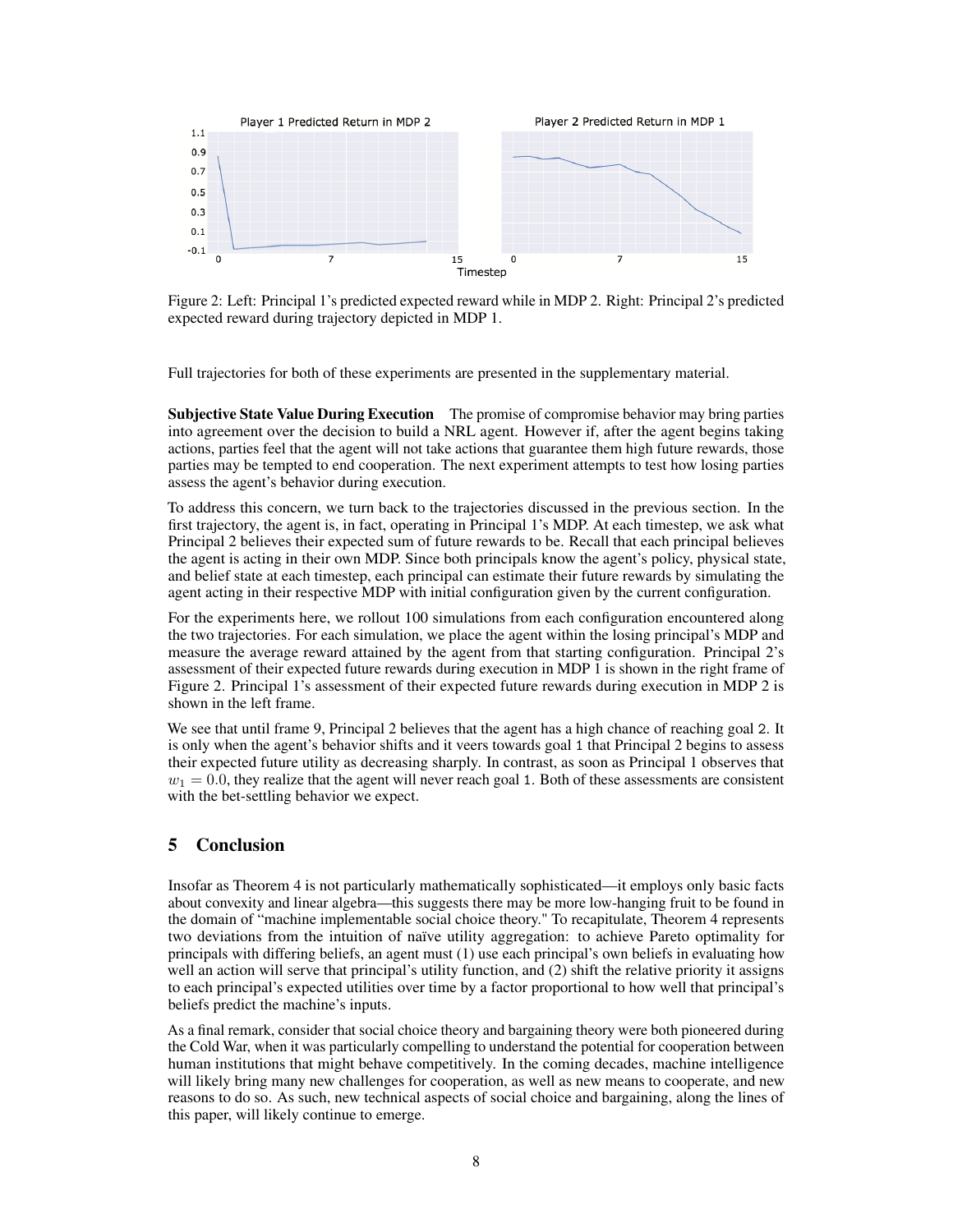Figure 2: Left: Principal 1's predicted expected reward while in MDP 2. Right: Principal 2's predicted expected reward during trajectory depicted in MDP 1.

Full trajectories for both of these experiments are presented in the supplementary material.

**Subjective State Value During Execution** The promise of compromise behavior may bring parties into agreement over the decision to build a NRL agent. However if, after the agent begins taking actions, parties feel that the agent will not take actions that guarantee them high future rewards, those parties may be tempted to end cooperation. The next experiment attempts to test how losing parties assess the agent's behavior during execution.

To address this concern, we turn back to the trajectories discussed in the previous section. In the first trajectory, the agent is, in fact, operating in Principal 1's MDP. At each timestep, we ask what Principal 2 believes their expected sum of future rewards to be. Recall that each principal believes the agent is acting in their own MDP. Since both principals know the agent's policy, physical state, and belief state at each timestep, each principal can estimate their future rewards by simulating the agent acting in their respective MDP with initial configuration given by the current configuration.

For the experiments here, we rollout 100 simulations from each configuration encountered along the two trajectories. For each simulation, we place the agent within the losing principal's MDP and measure the average reward attained by the agent from that starting configuration. Principal 2's assessment of their expected future rewards during execution in MDP 1 is shown in the right frame of Figure 2. Principal 1's assessment of their expected future rewards during execution in MDP 2 is shown in the left frame.

We see that until frame 9, Principal 2 believes that the agent has a high chance of reaching goal 2. It is only when the agent's behavior shifts and it veers towards goal 1 that Principal 2 begins to assess their expected future utility as decreasing sharply. In contrast, as soon as Principal 1 observes that $w_1 = 0.0$, they realize that the agent will never reach goal 1. Both of these assessments are consistent with the bet-settling behavior we expect.

## 5 Conclusion

Insofar as Theorem 4 is not particularly mathematically sophisticated—it employs only basic facts about convexity and linear algebra—this suggests there may be more low-hanging fruit to be found in the domain of "machine implementable social choice theory." To recapitulate, Theorem 4 represents two deviations from the intuition of naïve utility aggregation: to achieve Pareto optimality for principals with differing beliefs, an agent must (1) use each principal's own beliefs in evaluating how well an action will serve that principal's utility function, and (2) shift the relative priority it assigns to each principal's expected utilities over time by a factor proportional to how well that principal's beliefs predict the machine's inputs.

As a final remark, consider that social choice theory and bargaining theory were both pioneered during the Cold War, when it was particularly compelling to understand the potential for cooperation between human institutions that might behave competitively. In the coming decades, machine intelligence will likely bring many new challenges for cooperation, as well as new means to cooperate, and new reasons to do so. As such, new technical aspects of social choice and bargaining, along the lines of this paper, will likely continue to emerge.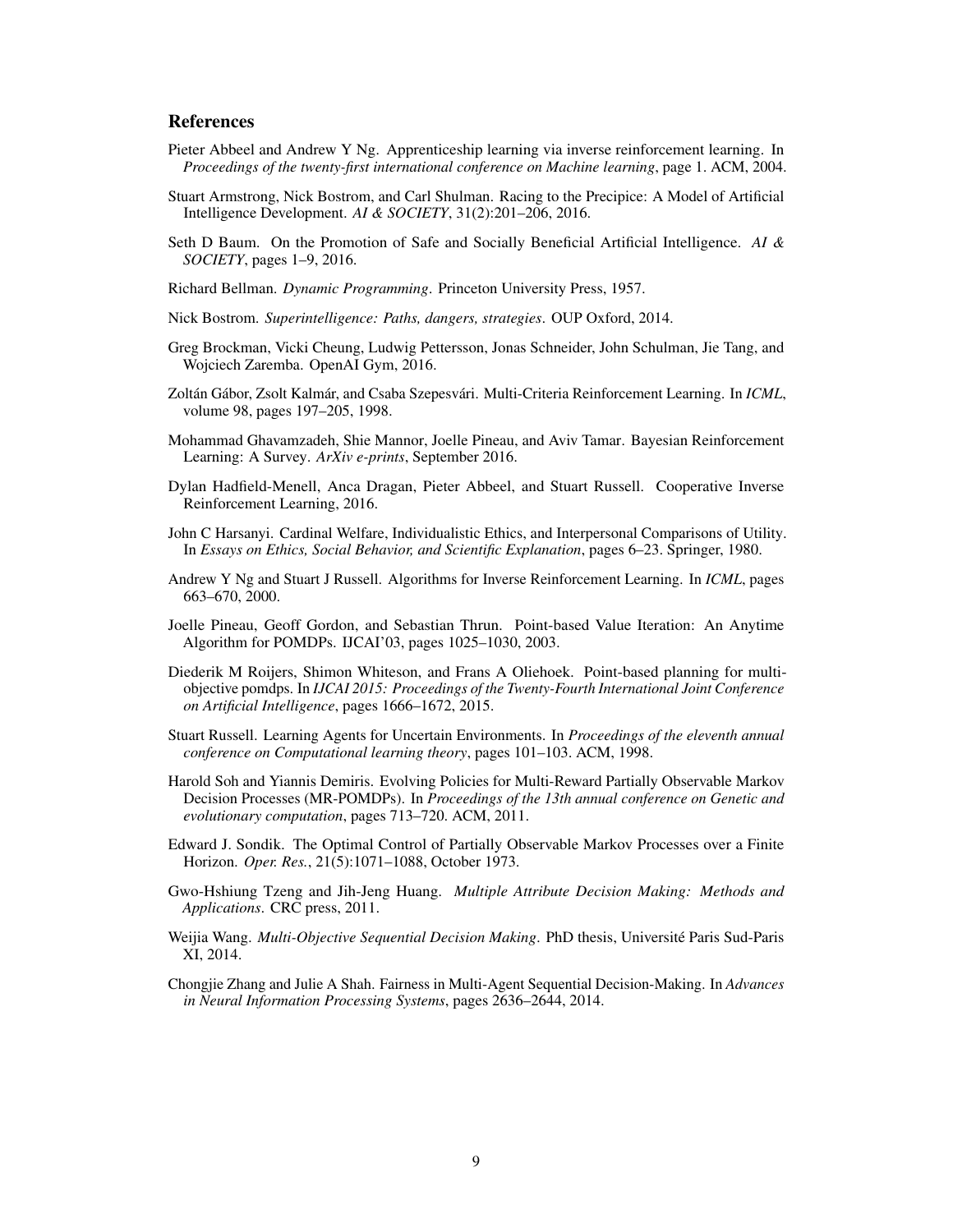## References

Pieter Abbeel and Andrew Y Ng. Apprenticeship learning via inverse reinforcement learning. In *Proceedings of the twenty-first international conference on Machine learning*, page 1. ACM, 2004.

Stuart Armstrong, Nick Bostrom, and Carl Shulman. Racing to the Precipice: A Model of Artificial Intelligence Development. *AI & SOCIETY*, 31(2):201–206, 2016.

Seth D Baum. On the Promotion of Safe and Socially Beneficial Artificial Intelligence. *AI & SOCIETY*, pages 1–9, 2016.

Richard Bellman. *Dynamic Programming*. Princeton University Press, 1957.

Nick Bostrom. *Superintelligence: Paths, dangers, strategies*. OUP Oxford, 2014.

Greg Brockman, Vicki Cheung, Ludwig Pettersson, Jonas Schneider, John Schulman, Jie Tang, and Wojciech Zaremba. OpenAI Gym, 2016.

Zoltán Gábor, Zsolt Kalmár, and Csaba Szepesvári. Multi-Criteria Reinforcement Learning. In *ICML*, volume 98, pages 197–205, 1998.

Mohammad Ghavamzadeh, Shie Mannor, Joelle Pineau, and Aviv Tamar. Bayesian Reinforcement Learning: A Survey. *ArXiv e-prints*, September 2016.

Dylan Hadfield-Menell, Anca Dragan, Pieter Abbeel, and Stuart Russell. Cooperative Inverse Reinforcement Learning, 2016.

John C Harsanyi. Cardinal Welfare, Individualistic Ethics, and Interpersonal Comparisons of Utility. In *Essays on Ethics, Social Behavior, and Scientific Explanation*, pages 6–23. Springer, 1980.

Andrew Y Ng and Stuart J Russell. Algorithms for Inverse Reinforcement Learning. In *ICML*, pages 663–670, 2000.

Joelle Pineau, Geoff Gordon, and Sebastian Thrun. Point-based Value Iteration: An Anytime Algorithm for POMDPs. IJCAI'03, pages 1025–1030, 2003.

Diederik M Roijers, Shimon Whiteson, and Frans A Oliehoek. Point-based planning for multi-objective pomdps. In *IJCAI 2015: Proceedings of the Twenty-Fourth International Joint Conference on Artificial Intelligence*, pages 1666–1672, 2015.

Stuart Russell. Learning Agents for Uncertain Environments. In *Proceedings of the eleventh annual conference on Computational learning theory*, pages 101–103. ACM, 1998.

Harold Soh and Yiannis Demiris. Evolving Policies for Multi-Reward Partially Observable Markov Decision Processes (MR-POMDPs). In *Proceedings of the 13th annual conference on Genetic and evolutionary computation*, pages 713–720. ACM, 2011.

Edward J. Sondik. The Optimal Control of Partially Observable Markov Processes over a Finite Horizon. *Oper. Res.*, 21(5):1071–1088, October 1973.

Gwo-Hshiung Tzeng and Jih-Jeng Huang. *Multiple Attribute Decision Making: Methods and Applications*. CRC press, 2011.

Weijia Wang. *Multi-Objective Sequential Decision Making*. PhD thesis, Université Paris Sud-Paris XI, 2014.

Chongjie Zhang and Julie A Shah. Fairness in Multi-Agent Sequential Decision-Making. In *Advances in Neural Information Processing Systems*, pages 2636–2644, 2014.